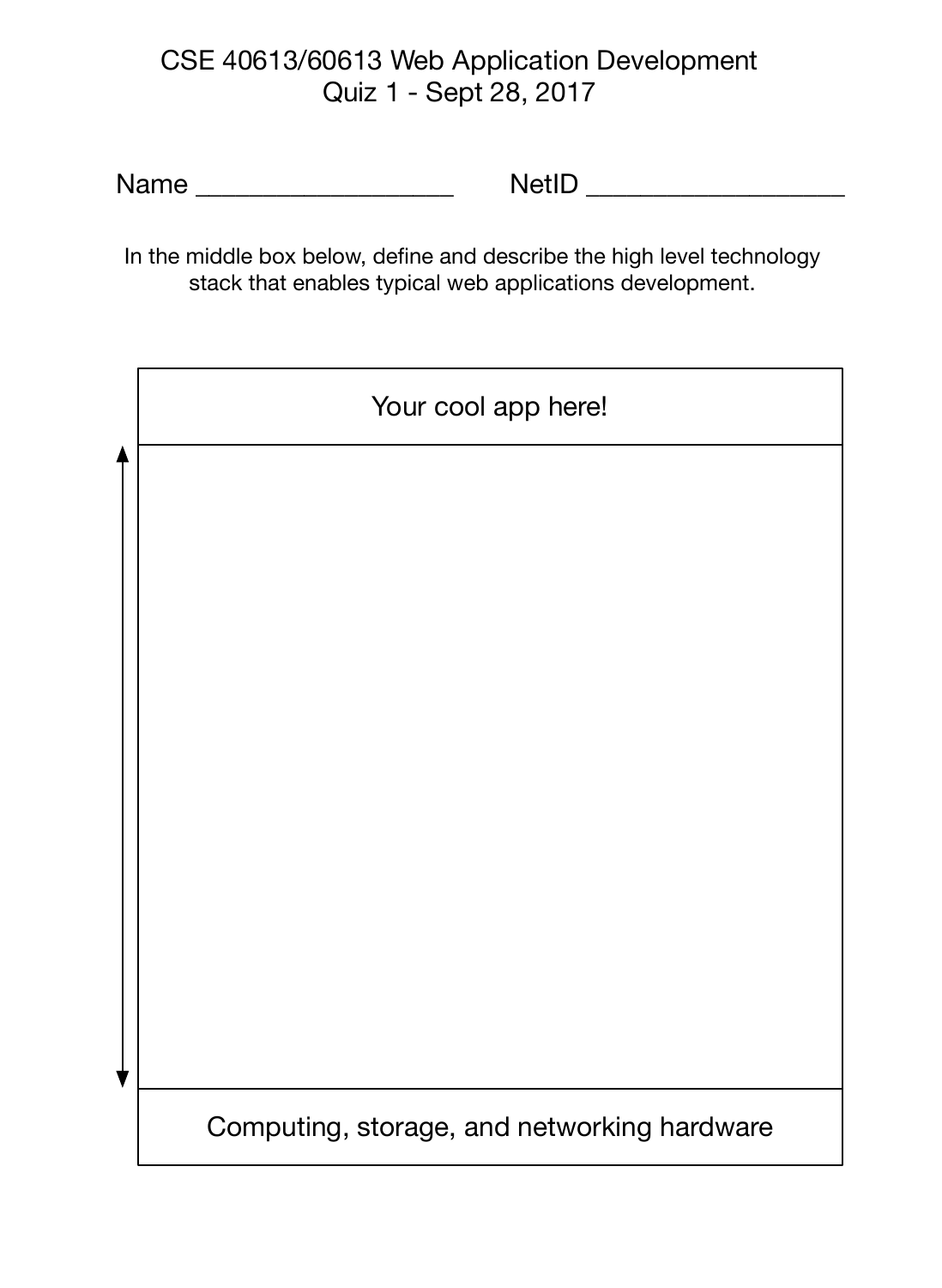# CSE 40613/60613 Web Application Development
## Quiz 1 - Sept 28, 2017

Name __________________ NetID __________________

In the middle box below, define and describe the high level technology stack that enables typical web applications development.

| Your cool app here! |
| --- |
| |
| Computing, storage, and networking hardware |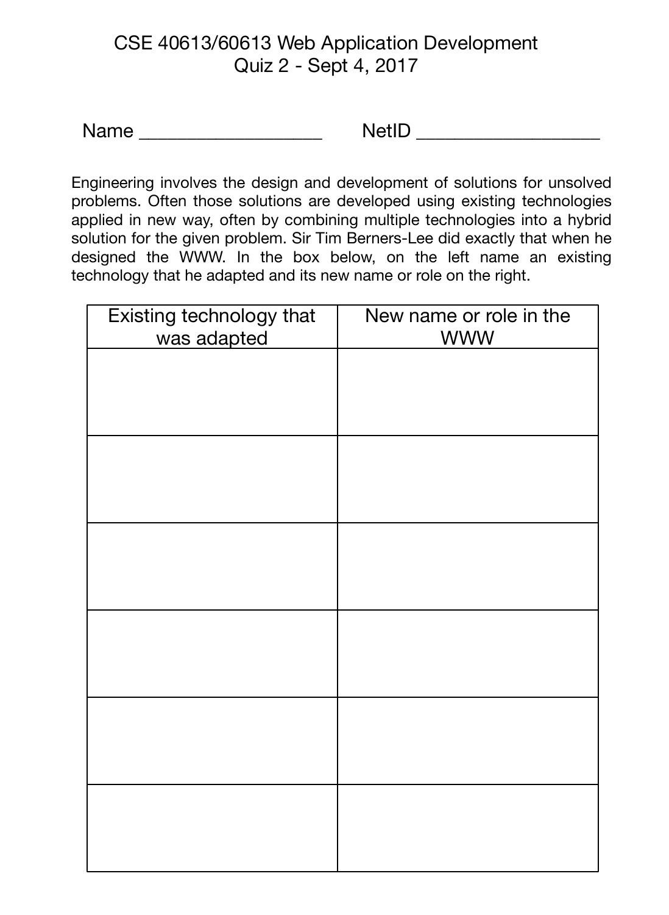CSE 40613/60613 Web Application Development
Quiz 2 - Sept 4, 2017

Name ___________________ NetID ___________________

Engineering involves the design and development of solutions for unsolved problems. Often those solutions are developed using existing technologies applied in new way, often by combining multiple technologies into a hybrid solution for the given problem. Sir Tim Berners-Lee did exactly that when he designed the WWW. In the box below, on the left name an existing technology that he adapted and its new name or role on the right.

| Existing technology that was adapted | New name or role in the WWW |
|---|---|
| | |
| | |
| | |
| | |
| | |
| | |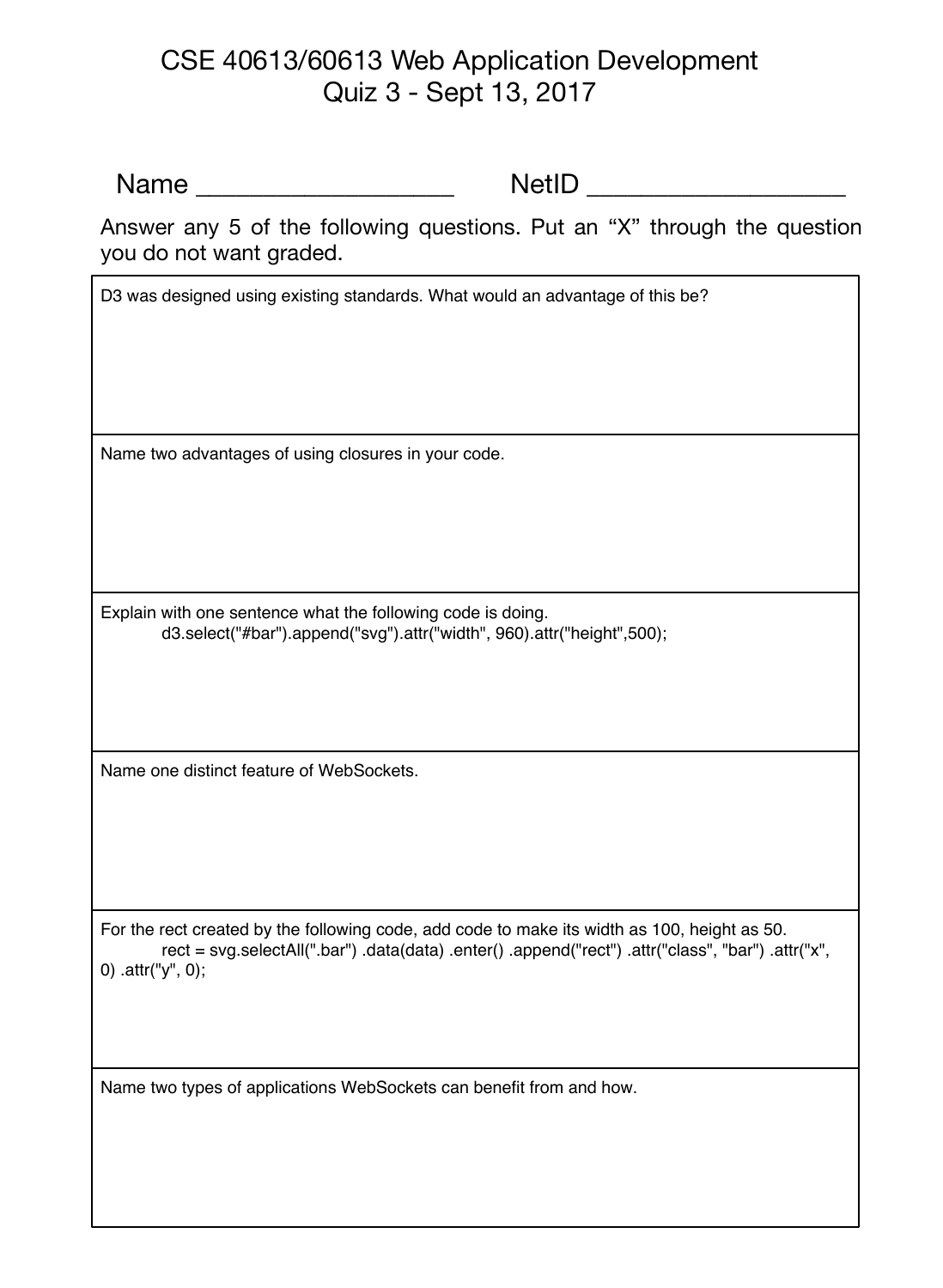# CSE 40613/60613 Web Application Development
## Quiz 3 - Sept 13, 2017

Name ___________________ NetID ___________________

Answer any 5 of the following questions. Put an “X” through the question you do not want graded.

D3 was designed using existing standards. What would an advantage of this be?

---

Name two advantages of using closures in your code.

---

Explain with one sentence what the following code is doing.

```
d3.select("#bar").append("svg").attr("width", 960).attr("height",500);
```

---

Name one distinct feature of WebSockets.

---

For the rect created by the following code, add code to make its width as 100, height as 50.

```
rect = svg.selectAll(".bar") .data(data) .enter() .append("rect") .attr("class", "bar") .attr("x", 0) .attr("y", 0);
```

---

Name two types of applications WebSockets can benefit from and how.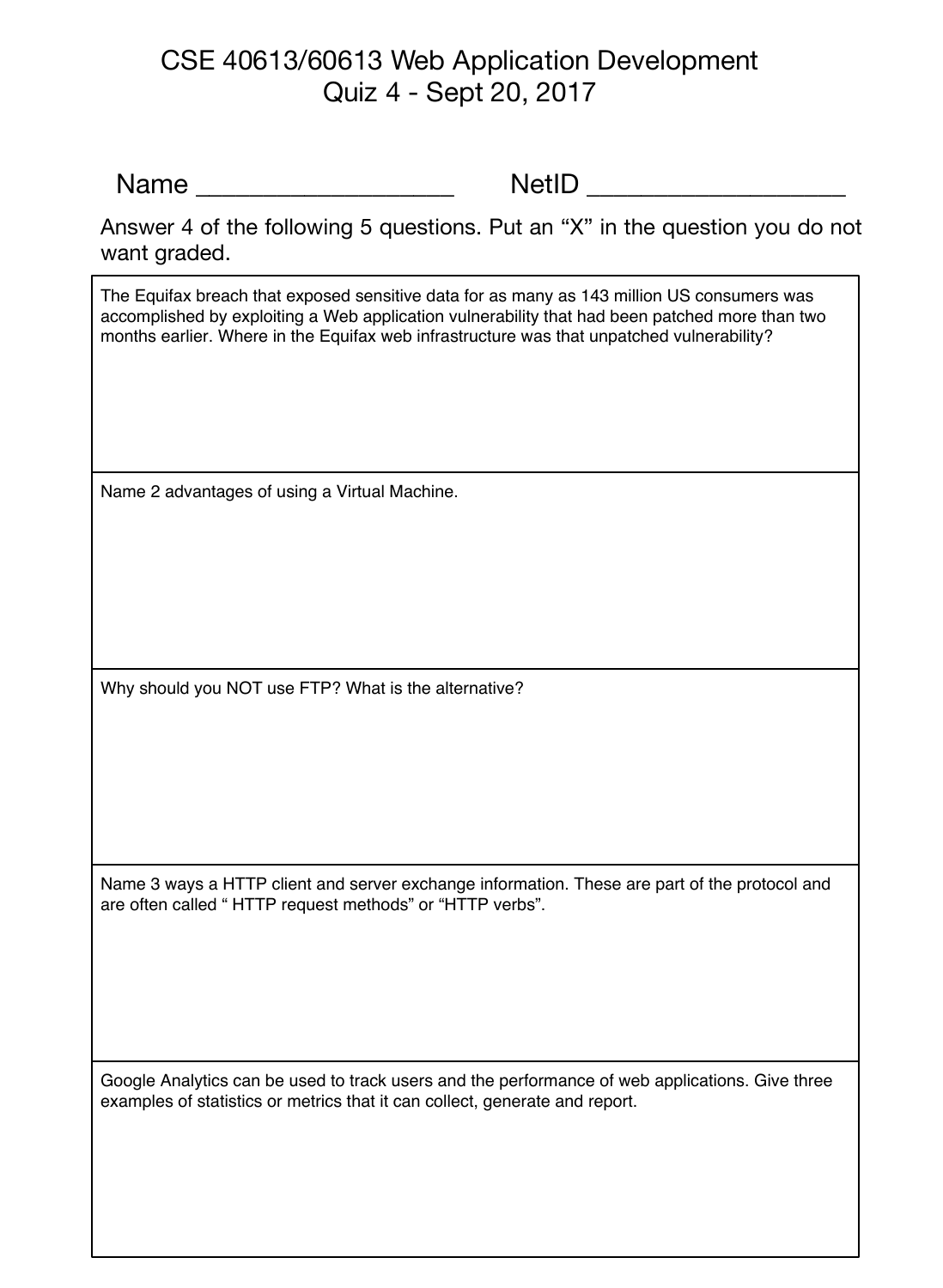# CSE 40613/60613 Web Application Development
## Quiz 4 - Sept 20, 2017

Name ___________________ NetID ___________________

Answer 4 of the following 5 questions. Put an "X" in the question you do not want graded.

| |
|---|
| The Equifax breach that exposed sensitive data for as many as 143 million US consumers was accomplished by exploiting a Web application vulnerability that had been patched more than two months earlier. Where in the Equifax web infrastructure was that unpatched vulnerability? |
| Name 2 advantages of using a Virtual Machine. |
| Why should you NOT use FTP? What is the alternative? |
| Name 3 ways a HTTP client and server exchange information. These are part of the protocol and are often called " HTTP request methods" or "HTTP verbs". |
| Google Analytics can be used to track users and the performance of web applications. Give three examples of statistics or metrics that it can collect, generate and report. |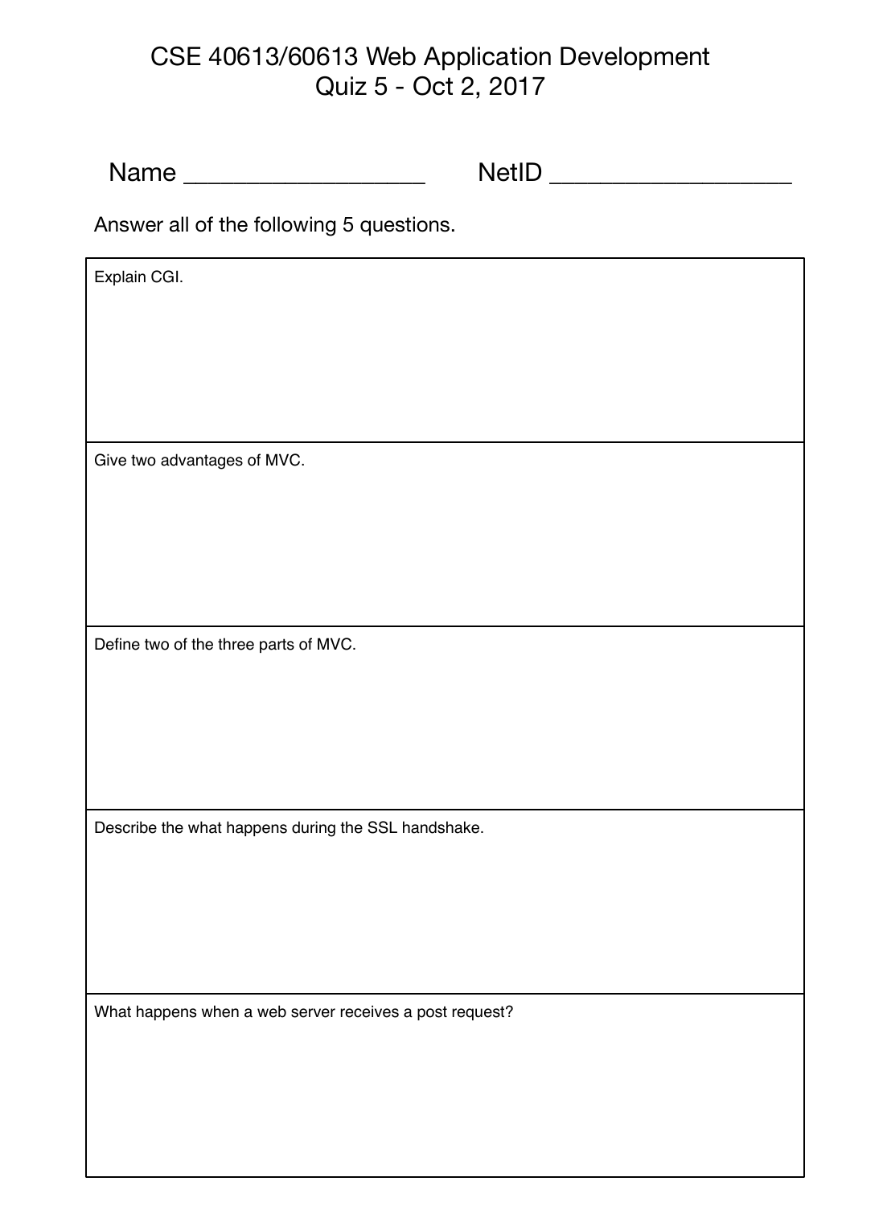# CSE 40613/60613 Web Application Development
## Quiz 5 - Oct 2, 2017

Name ___________________ NetID ___________________

Answer all of the following 5 questions.

| Explain CGI. |
|---|
| Give two advantages of MVC. |
| Define two of the three parts of MVC. |
| Describe the what happens during the SSL handshake. |
| What happens when a web server receives a post request? |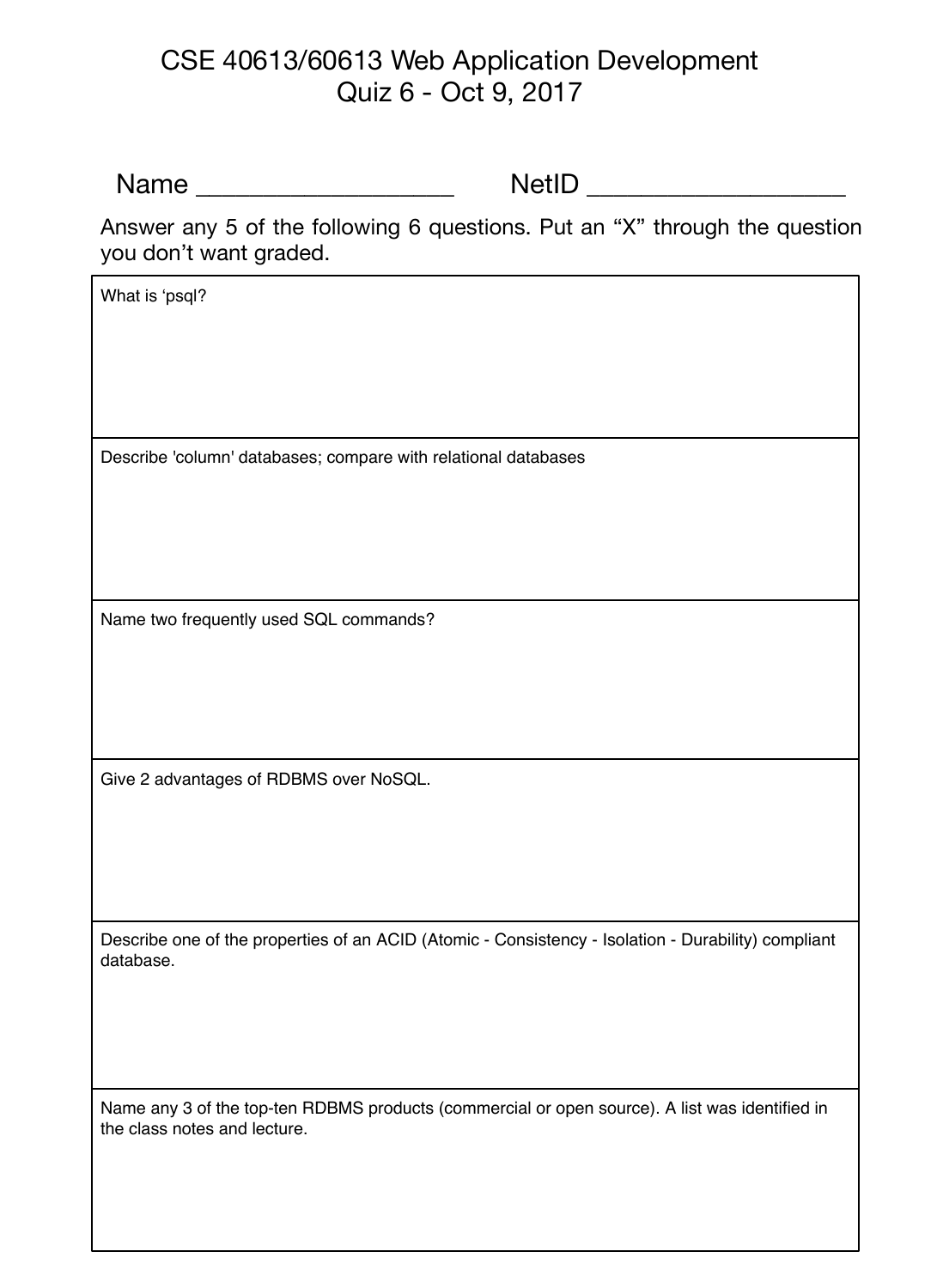# CSE 40613/60613 Web Application Development
## Quiz 6 - Oct 9, 2017

Name ___________________ NetID ___________________

Answer any 5 of the following 6 questions. Put an "X" through the question you don't want graded.

| |
|---|
| What is 'psql? |
| Describe 'column' databases; compare with relational databases |
| Name two frequently used SQL commands? |
| Give 2 advantages of RDBMS over NoSQL. |
| Describe one of the properties of an ACID (Atomic - Consistency - Isolation - Durability) compliant database. |
| Name any 3 of the top-ten RDBMS products (commercial or open source). A list was identified in the class notes and lecture. |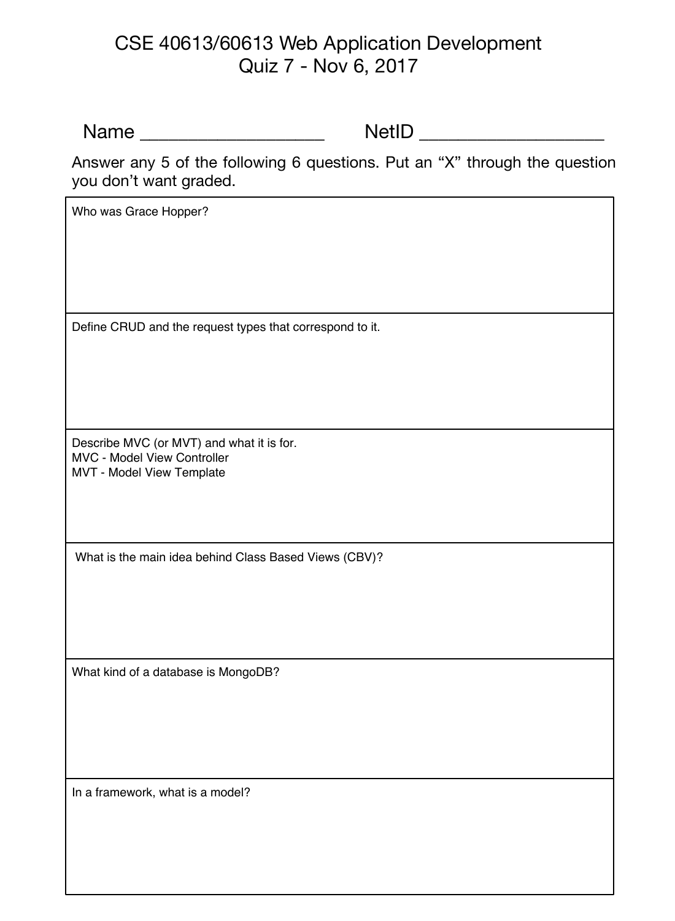# CSE 40613/60613 Web Application Development
## Quiz 7 - Nov 6, 2017

Name ___________________ NetID ___________________

Answer any 5 of the following 6 questions. Put an “X” through the question you don’t want graded.

| |
|---|
| Who was Grace Hopper? |
| Define CRUD and the request types that correspond to it. |
| Describe MVC (or MVT) and what it is for.<br>MVC - Model View Controller<br>MVT - Model View Template |
| What is the main idea behind Class Based Views (CBV)? |
| What kind of a database is MongoDB? |
| In a framework, what is a model? |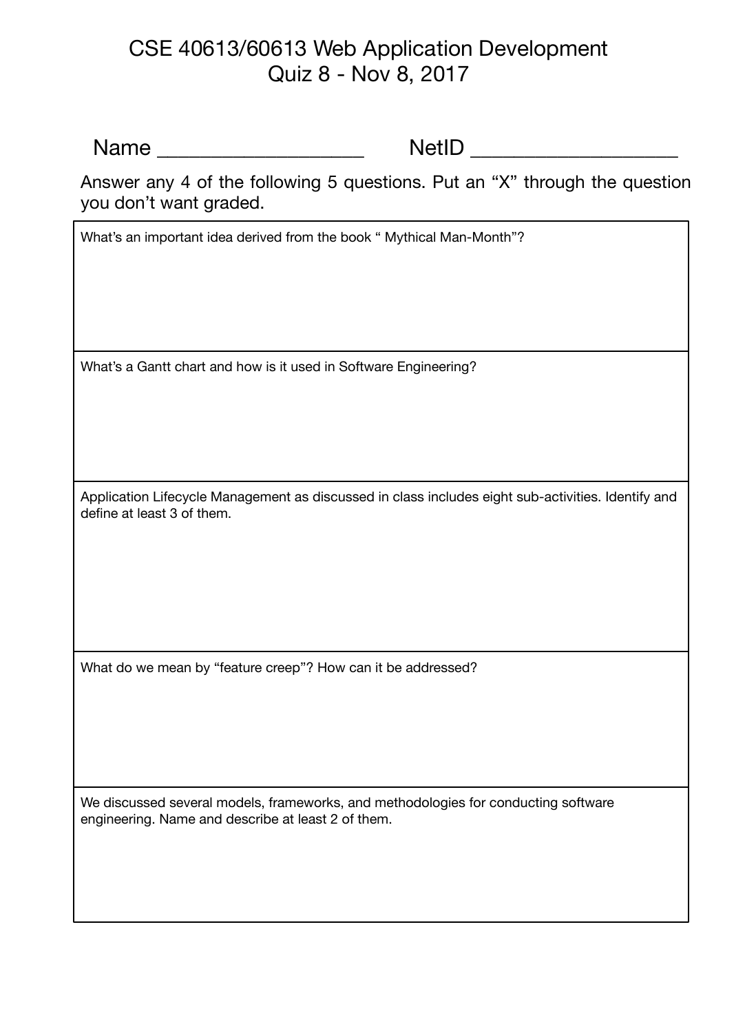# CSE 40613/60613 Web Application Development
## Quiz 8 - Nov 8, 2017

Name ___________________ NetID ___________________

Answer any 4 of the following 5 questions. Put an "X" through the question you don't want graded.

| What's an important idea derived from the book " Mythical Man-Month"? |
|---|
| What's a Gantt chart and how is it used in Software Engineering? |
| Application Lifecycle Management as discussed in class includes eight sub-activities. Identify and define at least 3 of them. |
| What do we mean by "feature creep"? How can it be addressed? |
| We discussed several models, frameworks, and methodologies for conducting software engineering. Name and describe at least 2 of them. |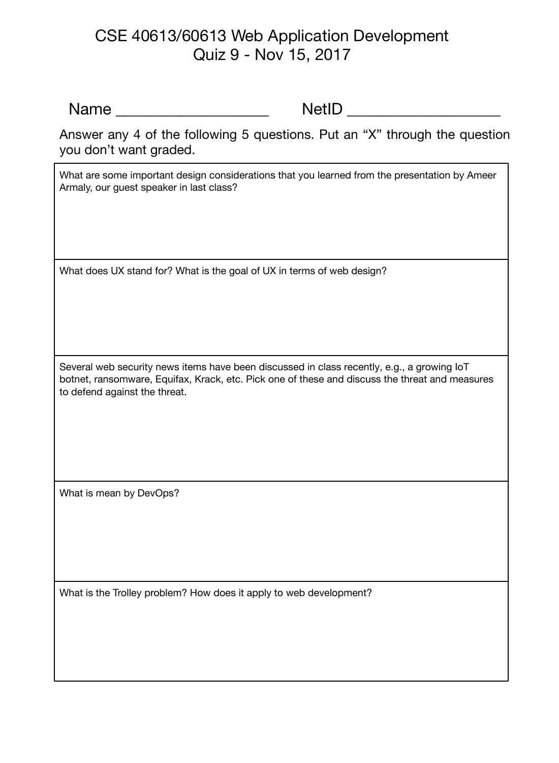# CSE 40613/60613 Web Application Development
## Quiz 9 - Nov 15, 2017

Name ____________________ NetID ____________________

Answer any 4 of the following 5 questions. Put an “X” through the question you don’t want graded.

| |
|---|
| What are some important design considerations that you learned from the presentation by Ameer Armaly, our guest speaker in last class? |
| What does UX stand for? What is the goal of UX in terms of web design? |
| Several web security news items have been discussed in class recently, e.g., a growing IoT botnet, ransomware, Equifax, Krack, etc. Pick one of these and discuss the threat and measures to defend against the threat. |
| What is mean by DevOps? |
| What is the Trolley problem? How does it apply to web development? |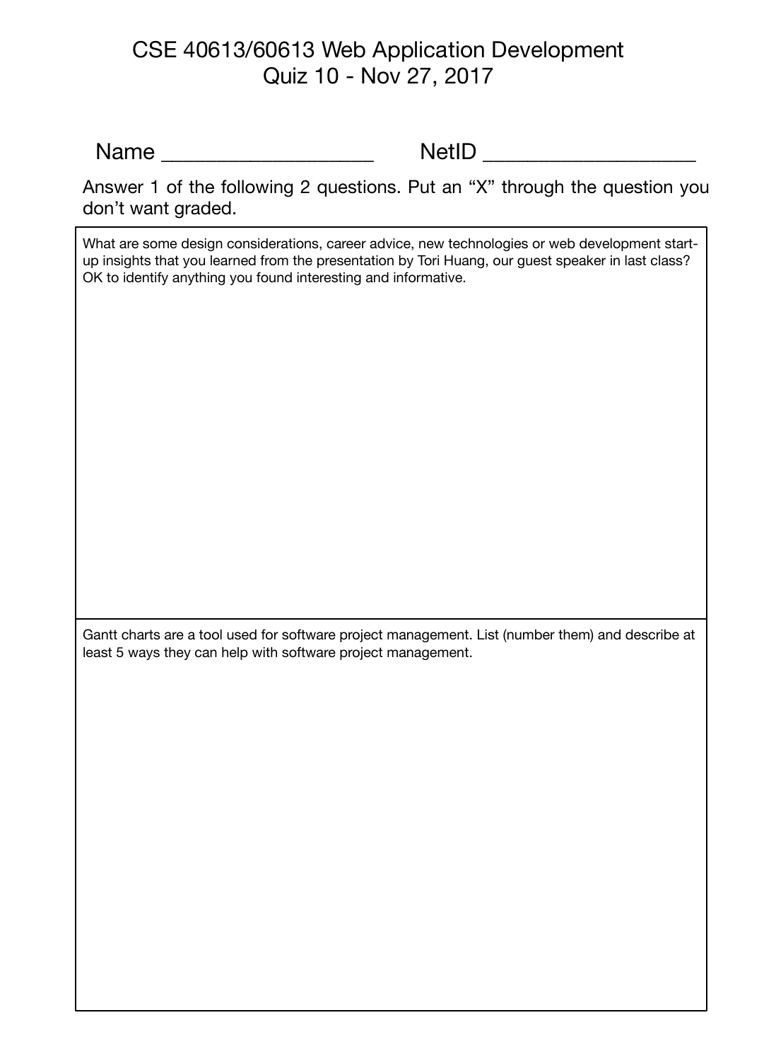# CSE 40613/60613 Web Application Development
## Quiz 10 - Nov 27, 2017

Name ___________________ NetID ___________________

Answer 1 of the following 2 questions. Put an "X" through the question you don't want graded.

What are some design considerations, career advice, new technologies or web development start-up insights that you learned from the presentation by Tori Huang, our guest speaker in last class? OK to identify anything you found interesting and informative.

Gantt charts are a tool used for software project management. List (number them) and describe at least 5 ways they can help with software project management.